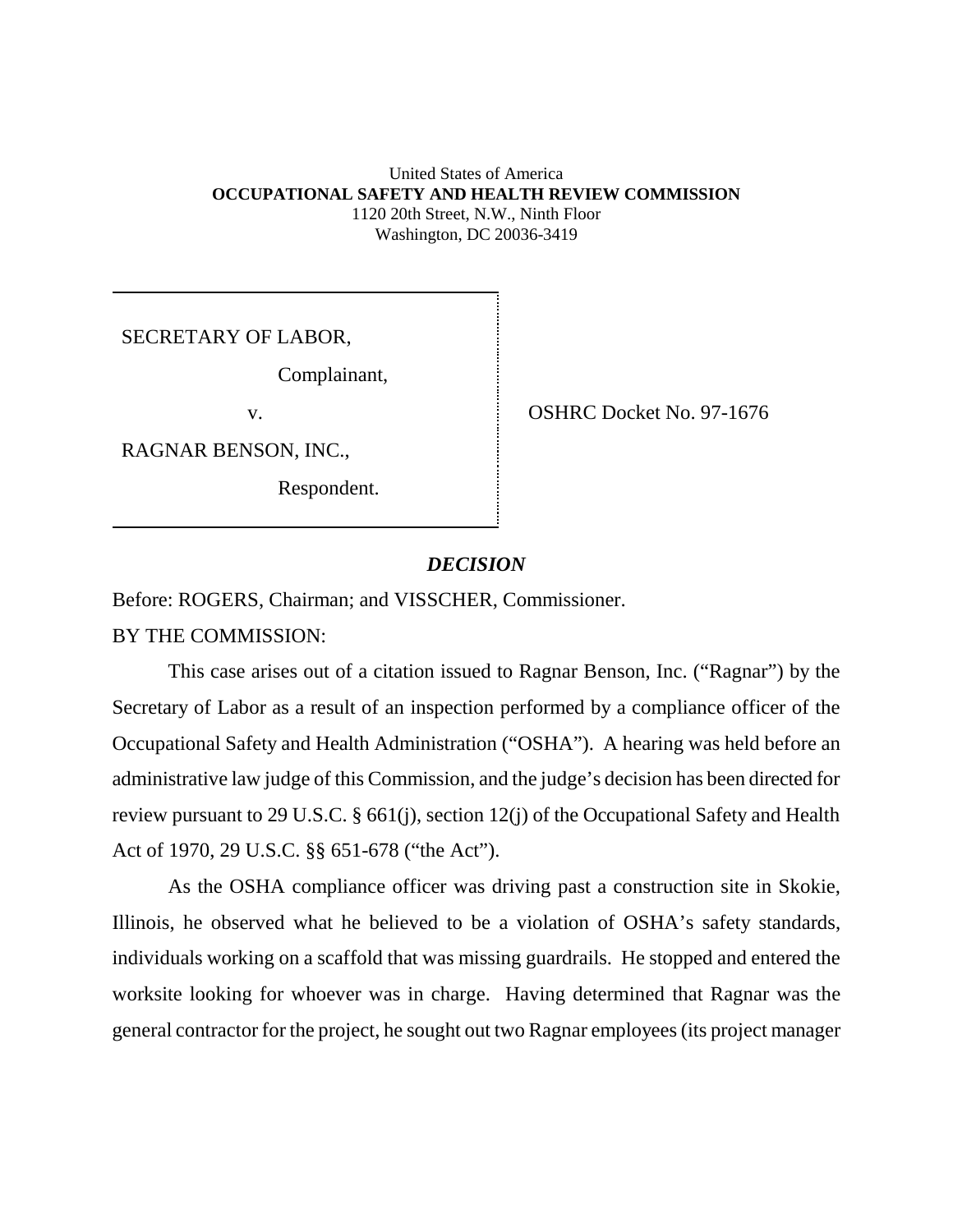United States of America
**OCCUPATIONAL SAFETY AND HEALTH REVIEW COMMISSION**
1120 20th Street, N.W., Ninth Floor
Washington, DC 20036-3419

SECRETARY OF LABOR,

Complainant,

v.

RAGNAR BENSON, INC.,

Respondent.

OSHRC Docket No. 97-1676

## *DECISION*

Before: ROGERS, Chairman; and VISSCHER, Commissioner.

BY THE COMMISSION:

This case arises out of a citation issued to Ragnar Benson, Inc. ("Ragnar") by the Secretary of Labor as a result of an inspection performed by a compliance officer of the Occupational Safety and Health Administration ("OSHA"). A hearing was held before an administrative law judge of this Commission, and the judge's decision has been directed for review pursuant to 29 U.S.C. § 661(j), section 12(j) of the Occupational Safety and Health Act of 1970, 29 U.S.C. §§ 651-678 ("the Act").

As the OSHA compliance officer was driving past a construction site in Skokie, Illinois, he observed what he believed to be a violation of OSHA's safety standards, individuals working on a scaffold that was missing guardrails. He stopped and entered the worksite looking for whoever was in charge. Having determined that Ragnar was the general contractor for the project, he sought out two Ragnar employees (its project manager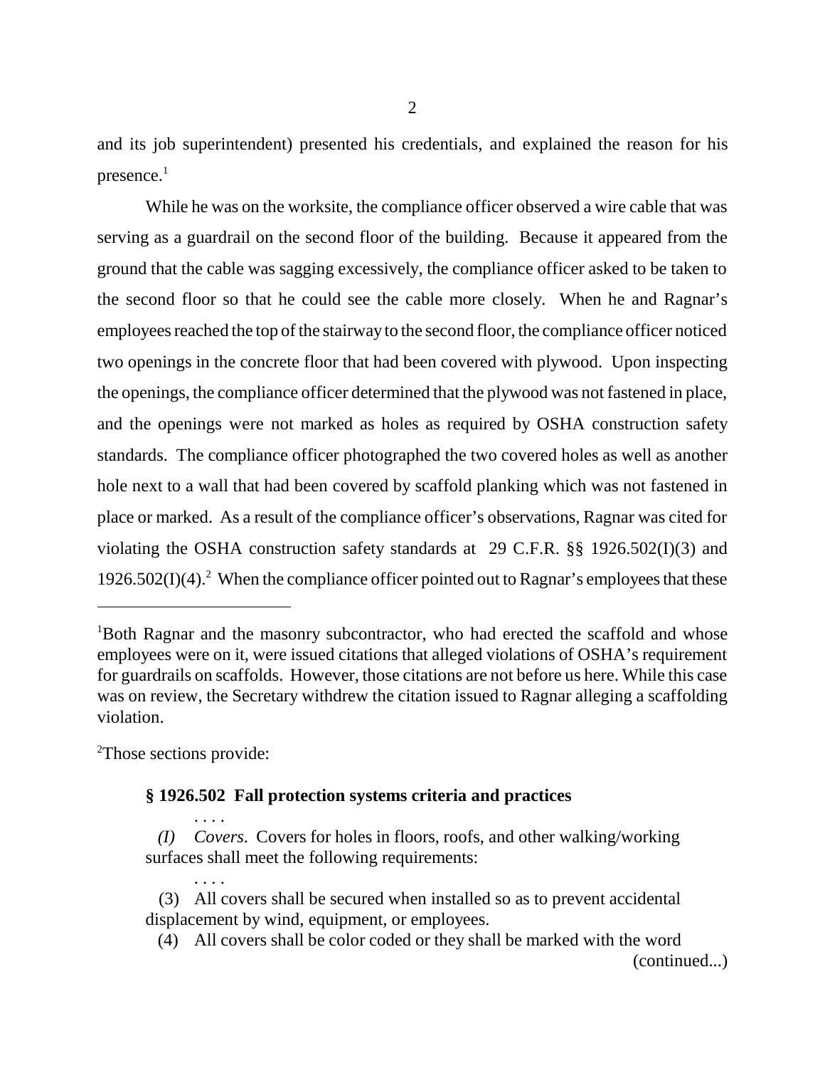and its job superintendent) presented his credentials, and explained the reason for his presence.[1]

While he was on the worksite, the compliance officer observed a wire cable that was serving as a guardrail on the second floor of the building. Because it appeared from the ground that the cable was sagging excessively, the compliance officer asked to be taken to the second floor so that he could see the cable more closely. When he and Ragnar's employees reached the top of the stairway to the second floor, the compliance officer noticed two openings in the concrete floor that had been covered with plywood. Upon inspecting the openings, the compliance officer determined that the plywood was not fastened in place, and the openings were not marked as holes as required by OSHA construction safety standards. The compliance officer photographed the two covered holes as well as another hole next to a wall that had been covered by scaffold planking which was not fastened in place or marked. As a result of the compliance officer's observations, Ragnar was cited for violating the OSHA construction safety standards at 29 C.F.R. §§ 1926.502(I)(3) and 1926.502(I)(4).[2] When the compliance officer pointed out to Ragnar's employees that these

---

[1]Both Ragnar and the masonry subcontractor, who had erected the scaffold and whose employees were on it, were issued citations that alleged violations of OSHA's requirement for guardrails on scaffolds. However, those citations are not before us here. While this case was on review, the Secretary withdrew the citation issued to Ragnar alleging a scaffolding violation.

[2]Those sections provide:

> **§ 1926.502 Fall protection systems criteria and practices**
>
> . . . .
>
> *(I) Covers*. Covers for holes in floors, roofs, and other walking/working surfaces shall meet the following requirements:
>
> . . . .
>
> (3) All covers shall be secured when installed so as to prevent accidental displacement by wind, equipment, or employees.
>
> (4) All covers shall be color coded or they shall be marked with the word
>
> (continued...)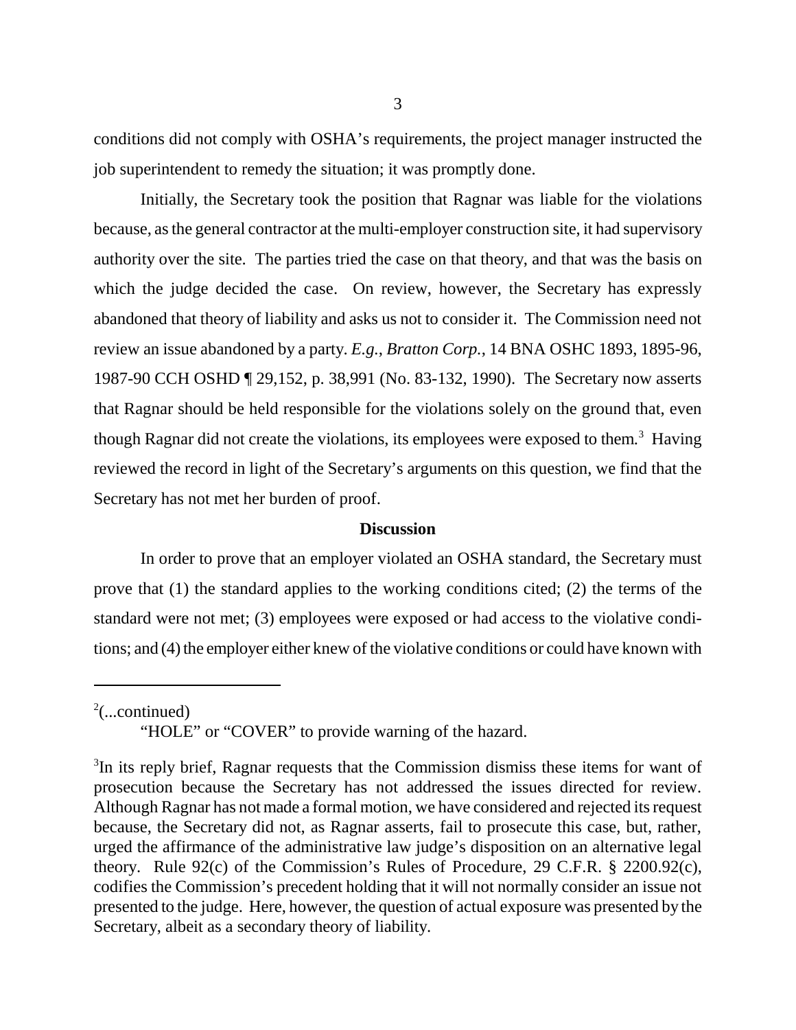conditions did not comply with OSHA's requirements, the project manager instructed the job superintendent to remedy the situation; it was promptly done.

Initially, the Secretary took the position that Ragnar was liable for the violations because, as the general contractor at the multi-employer construction site, it had supervisory authority over the site. The parties tried the case on that theory, and that was the basis on which the judge decided the case. On review, however, the Secretary has expressly abandoned that theory of liability and asks us not to consider it. The Commission need not review an issue abandoned by a party. *E.g.*, *Bratton Corp.*, 14 BNA OSHC 1893, 1895-96, 1987-90 CCH OSHD ¶ 29,152, p. 38,991 (No. 83-132, 1990). The Secretary now asserts that Ragnar should be held responsible for the violations solely on the ground that, even though Ragnar did not create the violations, its employees were exposed to them.[3] Having reviewed the record in light of the Secretary's arguments on this question, we find that the Secretary has not met her burden of proof.

**Discussion**

In order to prove that an employer violated an OSHA standard, the Secretary must prove that (1) the standard applies to the working conditions cited; (2) the terms of the standard were not met; (3) employees were exposed or had access to the violative conditions; and (4) the employer either knew of the violative conditions or could have known with

---

[2](...continued)

"HOLE" or "COVER" to provide warning of the hazard.

[3]In its reply brief, Ragnar requests that the Commission dismiss these items for want of prosecution because the Secretary has not addressed the issues directed for review. Although Ragnar has not made a formal motion, we have considered and rejected its request because, the Secretary did not, as Ragnar asserts, fail to prosecute this case, but, rather, urged the affirmance of the administrative law judge's disposition on an alternative legal theory. Rule 92(c) of the Commission's Rules of Procedure, 29 C.F.R. § 2200.92(c), codifies the Commission's precedent holding that it will not normally consider an issue not presented to the judge. Here, however, the question of actual exposure was presented by the Secretary, albeit as a secondary theory of liability.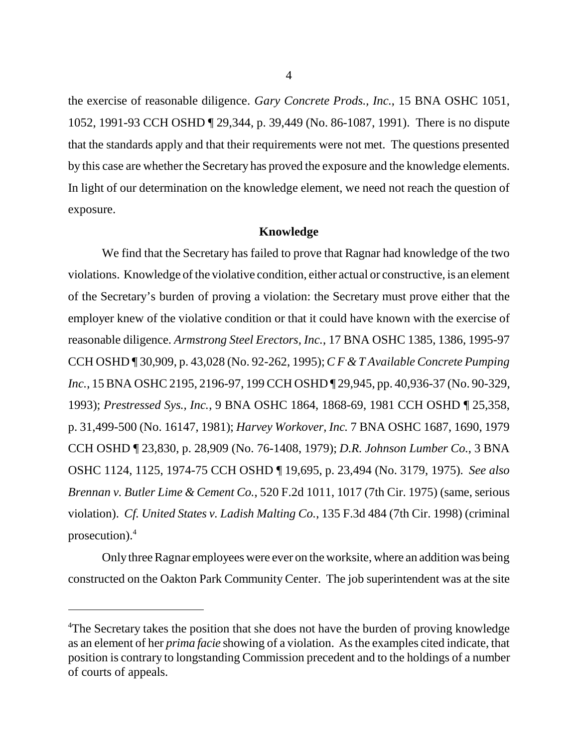the exercise of reasonable diligence. *Gary Concrete Prods., Inc.*, 15 BNA OSHC 1051, 1052, 1991-93 CCH OSHD ¶ 29,344, p. 39,449 (No. 86-1087, 1991). There is no dispute that the standards apply and that their requirements were not met. The questions presented by this case are whether the Secretary has proved the exposure and the knowledge elements. In light of our determination on the knowledge element, we need not reach the question of exposure.

**Knowledge**

We find that the Secretary has failed to prove that Ragnar had knowledge of the two violations. Knowledge of the violative condition, either actual or constructive, is an element of the Secretary's burden of proving a violation: the Secretary must prove either that the employer knew of the violative condition or that it could have known with the exercise of reasonable diligence. *Armstrong Steel Erectors, Inc.*, 17 BNA OSHC 1385, 1386, 1995-97 CCH OSHD ¶ 30,909, p. 43,028 (No. 92-262, 1995); *C F & T Available Concrete Pumping Inc.*, 15 BNA OSHC 2195, 2196-97, 199 CCH OSHD ¶ 29,945, pp. 40,936-37 (No. 90-329, 1993); *Prestressed Sys., Inc.*, 9 BNA OSHC 1864, 1868-69, 1981 CCH OSHD ¶ 25,358, p. 31,499-500 (No. 16147, 1981); *Harvey Workover, Inc.* 7 BNA OSHC 1687, 1690, 1979 CCH OSHD ¶ 23,830, p. 28,909 (No. 76-1408, 1979); *D.R. Johnson Lumber Co.*, 3 BNA OSHC 1124, 1125, 1974-75 CCH OSHD ¶ 19,695, p. 23,494 (No. 3179, 1975). *See also Brennan v. Butler Lime & Cement Co.*, 520 F.2d 1011, 1017 (7th Cir. 1975) (same, serious violation). *Cf. United States v. Ladish Malting Co.*, 135 F.3d 484 (7th Cir. 1998) (criminal prosecution).[4]

Only three Ragnar employees were ever on the worksite, where an addition was being constructed on the Oakton Park Community Center. The job superintendent was at the site

[4]The Secretary takes the position that she does not have the burden of proving knowledge as an element of her *prima facie* showing of a violation. As the examples cited indicate, that position is contrary to longstanding Commission precedent and to the holdings of a number of courts of appeals.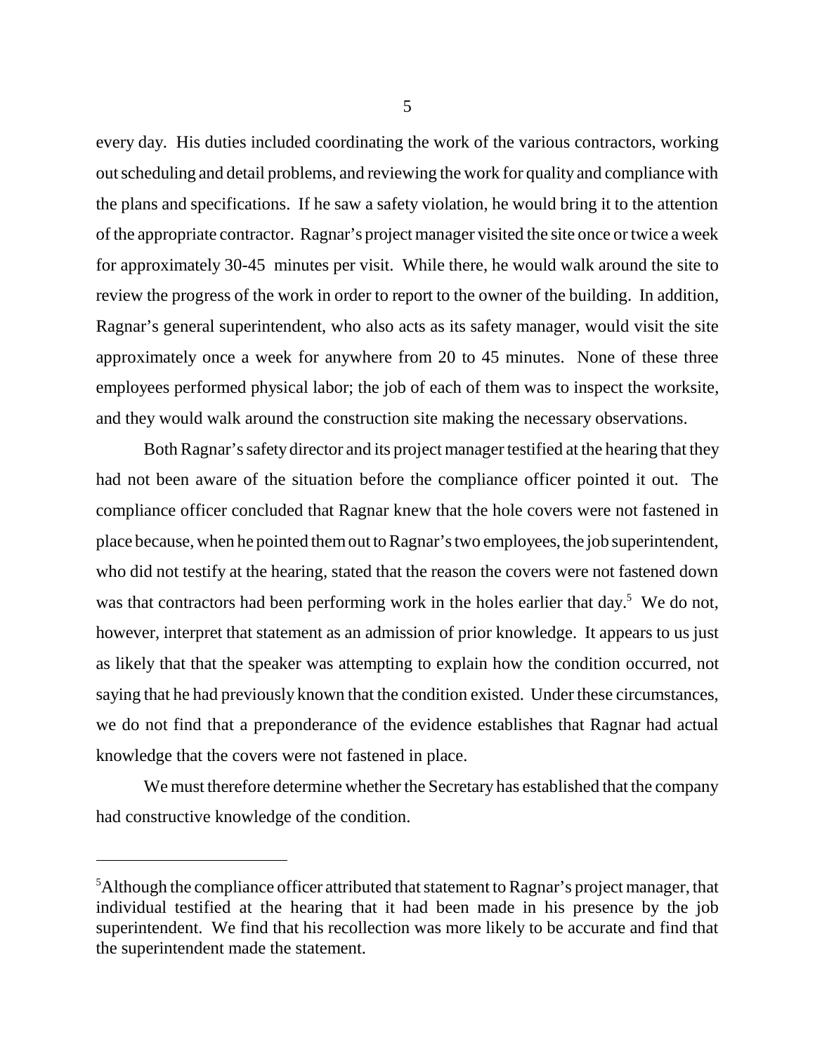every day. His duties included coordinating the work of the various contractors, working out scheduling and detail problems, and reviewing the work for quality and compliance with the plans and specifications. If he saw a safety violation, he would bring it to the attention of the appropriate contractor. Ragnar's project manager visited the site once or twice a week for approximately 30-45 minutes per visit. While there, he would walk around the site to review the progress of the work in order to report to the owner of the building. In addition, Ragnar's general superintendent, who also acts as its safety manager, would visit the site approximately once a week for anywhere from 20 to 45 minutes. None of these three employees performed physical labor; the job of each of them was to inspect the worksite, and they would walk around the construction site making the necessary observations.

Both Ragnar's safety director and its project manager testified at the hearing that they had not been aware of the situation before the compliance officer pointed it out. The compliance officer concluded that Ragnar knew that the hole covers were not fastened in place because, when he pointed them out to Ragnar's two employees, the job superintendent, who did not testify at the hearing, stated that the reason the covers were not fastened down was that contractors had been performing work in the holes earlier that day.[5] We do not, however, interpret that statement as an admission of prior knowledge. It appears to us just as likely that that the speaker was attempting to explain how the condition occurred, not saying that he had previously known that the condition existed. Under these circumstances, we do not find that a preponderance of the evidence establishes that Ragnar had actual knowledge that the covers were not fastened in place.

We must therefore determine whether the Secretary has established that the company had constructive knowledge of the condition.

---

[5] Although the compliance officer attributed that statement to Ragnar's project manager, that individual testified at the hearing that it had been made in his presence by the job superintendent. We find that his recollection was more likely to be accurate and find that the superintendent made the statement.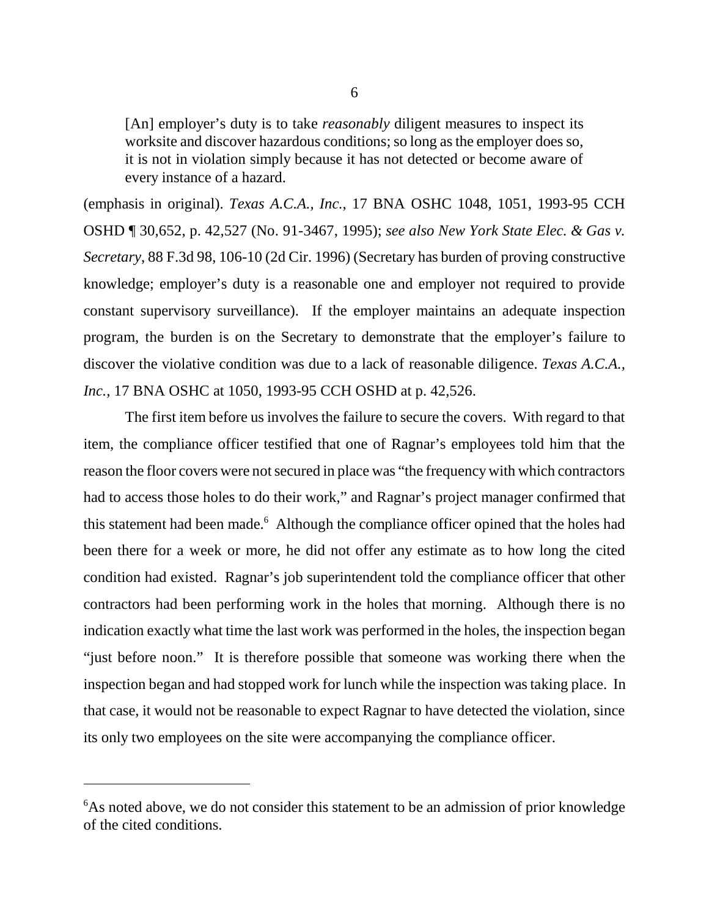> [An] employer's duty is to take *reasonably* diligent measures to inspect its worksite and discover hazardous conditions; so long as the employer does so, it is not in violation simply because it has not detected or become aware of every instance of a hazard.

(emphasis in original). *Texas A.C.A., Inc.*, 17 BNA OSHC 1048, 1051, 1993-95 CCH OSHD ¶ 30,652, p. 42,527 (No. 91-3467, 1995); *see also New York State Elec. & Gas v. Secretary*, 88 F.3d 98, 106-10 (2d Cir. 1996) (Secretary has burden of proving constructive knowledge; employer's duty is a reasonable one and employer not required to provide constant supervisory surveillance). If the employer maintains an adequate inspection program, the burden is on the Secretary to demonstrate that the employer's failure to discover the violative condition was due to a lack of reasonable diligence. *Texas A.C.A., Inc.*, 17 BNA OSHC at 1050, 1993-95 CCH OSHD at p. 42,526.

The first item before us involves the failure to secure the covers. With regard to that item, the compliance officer testified that one of Ragnar's employees told him that the reason the floor covers were not secured in place was "the frequency with which contractors had to access those holes to do their work," and Ragnar's project manager confirmed that this statement had been made.[6] Although the compliance officer opined that the holes had been there for a week or more, he did not offer any estimate as to how long the cited condition had existed. Ragnar's job superintendent told the compliance officer that other contractors had been performing work in the holes that morning. Although there is no indication exactly what time the last work was performed in the holes, the inspection began "just before noon." It is therefore possible that someone was working there when the inspection began and had stopped work for lunch while the inspection was taking place. In that case, it would not be reasonable to expect Ragnar to have detected the violation, since its only two employees on the site were accompanying the compliance officer.

---

[6] As noted above, we do not consider this statement to be an admission of prior knowledge of the cited conditions.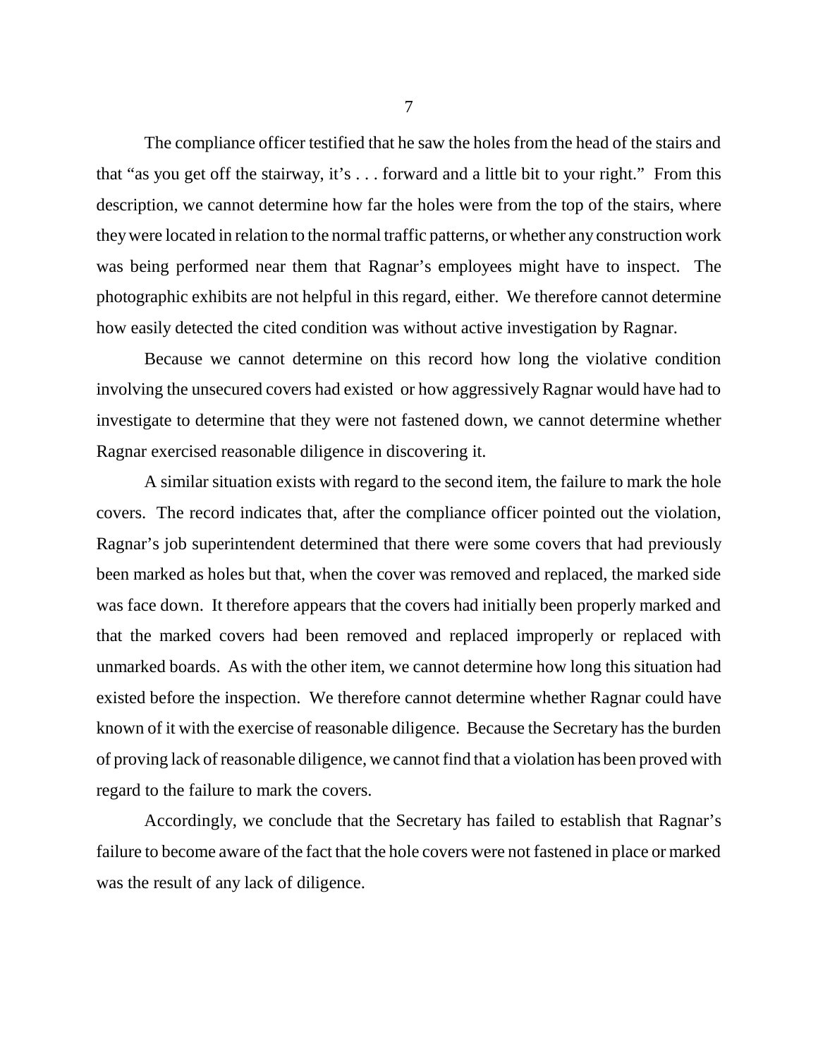The compliance officer testified that he saw the holes from the head of the stairs and that "as you get off the stairway, it's . . . forward and a little bit to your right." From this description, we cannot determine how far the holes were from the top of the stairs, where they were located in relation to the normal traffic patterns, or whether any construction work was being performed near them that Ragnar's employees might have to inspect. The photographic exhibits are not helpful in this regard, either. We therefore cannot determine how easily detected the cited condition was without active investigation by Ragnar.

Because we cannot determine on this record how long the violative condition involving the unsecured covers had existed or how aggressively Ragnar would have had to investigate to determine that they were not fastened down, we cannot determine whether Ragnar exercised reasonable diligence in discovering it.

A similar situation exists with regard to the second item, the failure to mark the hole covers. The record indicates that, after the compliance officer pointed out the violation, Ragnar's job superintendent determined that there were some covers that had previously been marked as holes but that, when the cover was removed and replaced, the marked side was face down. It therefore appears that the covers had initially been properly marked and that the marked covers had been removed and replaced improperly or replaced with unmarked boards. As with the other item, we cannot determine how long this situation had existed before the inspection. We therefore cannot determine whether Ragnar could have known of it with the exercise of reasonable diligence. Because the Secretary has the burden of proving lack of reasonable diligence, we cannot find that a violation has been proved with regard to the failure to mark the covers.

Accordingly, we conclude that the Secretary has failed to establish that Ragnar's failure to become aware of the fact that the hole covers were not fastened in place or marked was the result of any lack of diligence.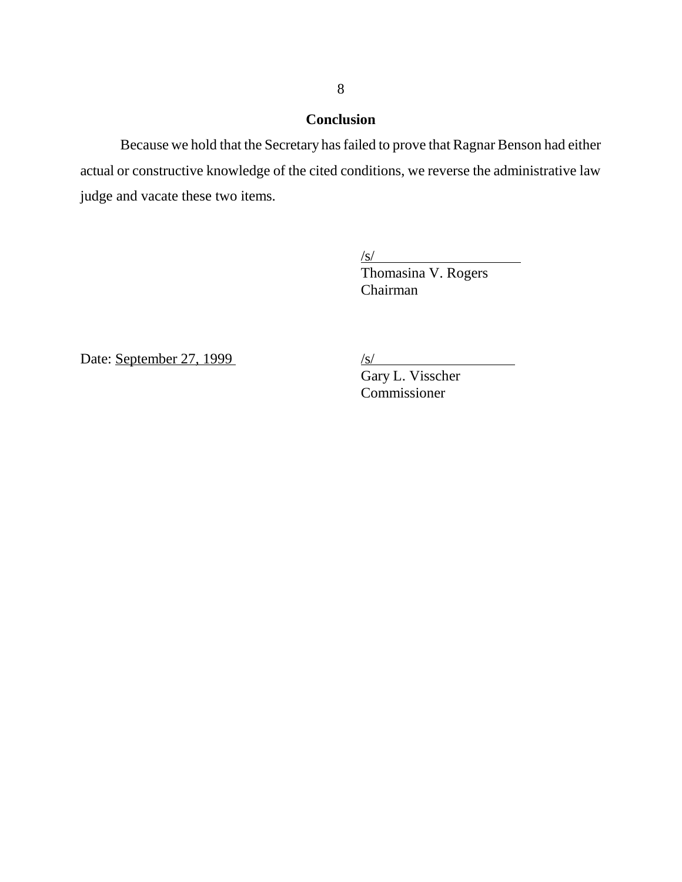## Conclusion

Because we hold that the Secretary has failed to prove that Ragnar Benson had either actual or constructive knowledge of the cited conditions, we reverse the administrative law judge and vacate these two items.

/s/
Thomasina V. Rogers
Chairman

Date: September 27, 1999

/s/
Gary L. Visscher
Commissioner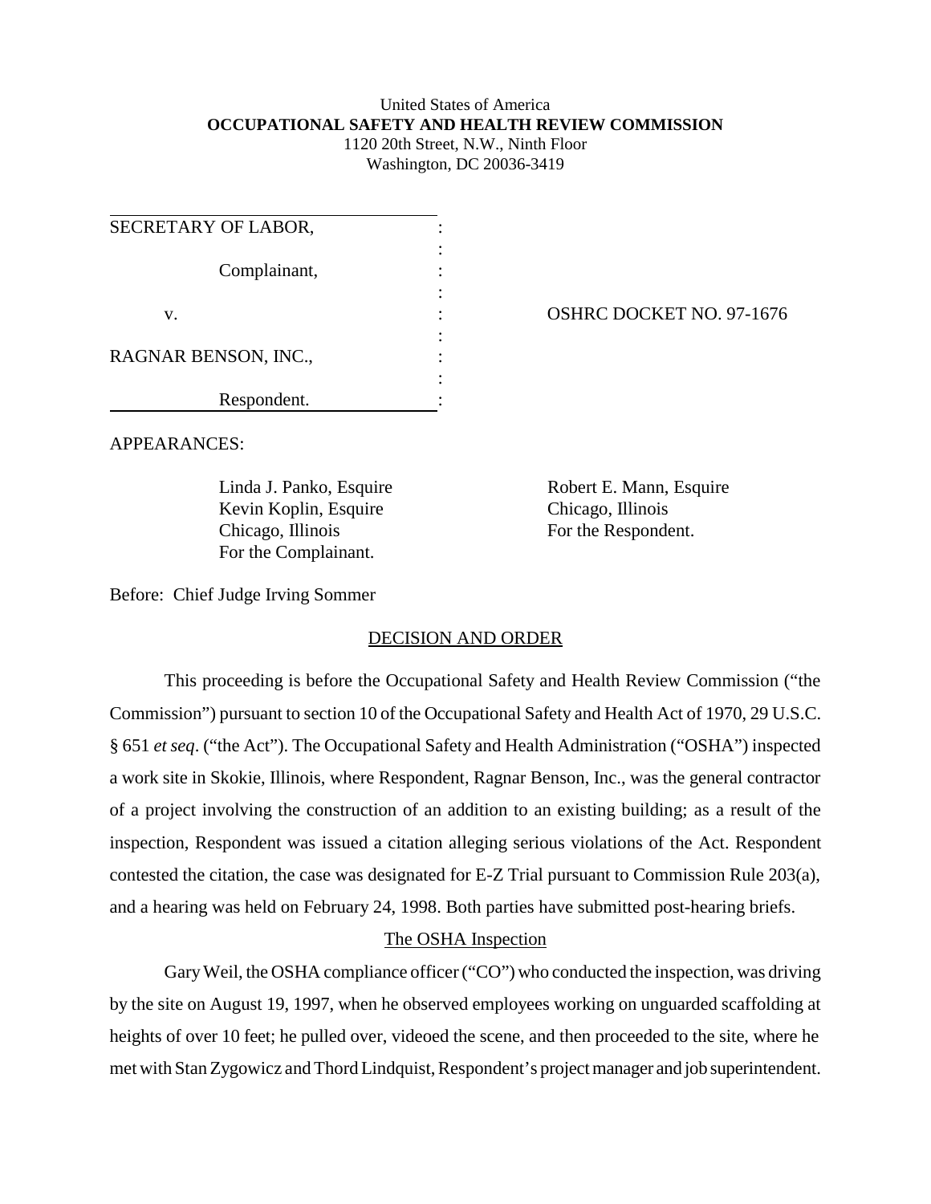United States of America
**OCCUPATIONAL SAFETY AND HEALTH REVIEW COMMISSION**
1120 20th Street, N.W., Ninth Floor
Washington, DC 20036-3419

| | | |
|---|---|---|
| SECRETARY OF LABOR, Complainant, | : | |
| v. | : | OSHRC DOCKET NO. 97-1676 |
| RAGNAR BENSON, INC., Respondent. | : | |

APPEARANCES:

Linda J. Panko, Esquire
Kevin Koplin, Esquire
Chicago, Illinois
For the Complainant.

Robert E. Mann, Esquire
Chicago, Illinois
For the Respondent.

Before: Chief Judge Irving Sommer

## DECISION AND ORDER

This proceeding is before the Occupational Safety and Health Review Commission ("the Commission") pursuant to section 10 of the Occupational Safety and Health Act of 1970, 29 U.S.C. § 651 *et seq*. ("the Act"). The Occupational Safety and Health Administration ("OSHA") inspected a work site in Skokie, Illinois, where Respondent, Ragnar Benson, Inc., was the general contractor of a project involving the construction of an addition to an existing building; as a result of the inspection, Respondent was issued a citation alleging serious violations of the Act. Respondent contested the citation, the case was designated for E-Z Trial pursuant to Commission Rule 203(a), and a hearing was held on February 24, 1998. Both parties have submitted post-hearing briefs.

### The OSHA Inspection

Gary Weil, the OSHA compliance officer ("CO") who conducted the inspection, was driving by the site on August 19, 1997, when he observed employees working on unguarded scaffolding at heights of over 10 feet; he pulled over, videoed the scene, and then proceeded to the site, where he met with Stan Zygowicz and Thord Lindquist, Respondent's project manager and job superintendent.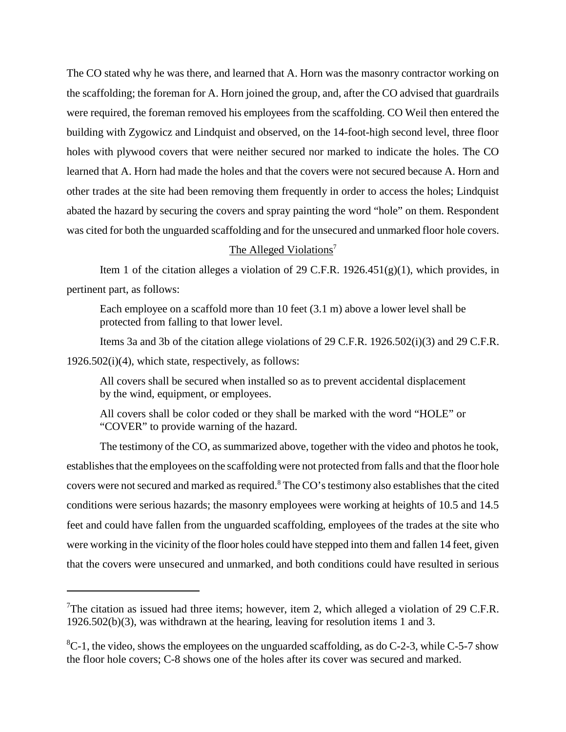The CO stated why he was there, and learned that A. Horn was the masonry contractor working on the scaffolding; the foreman for A. Horn joined the group, and, after the CO advised that guardrails were required, the foreman removed his employees from the scaffolding. CO Weil then entered the building with Zygowicz and Lindquist and observed, on the 14-foot-high second level, three floor holes with plywood covers that were neither secured nor marked to indicate the holes. The CO learned that A. Horn had made the holes and that the covers were not secured because A. Horn and other trades at the site had been removing them frequently in order to access the holes; Lindquist abated the hazard by securing the covers and spray painting the word "hole" on them. Respondent was cited for both the unguarded scaffolding and for the unsecured and unmarked floor hole covers.

<u>The Alleged Violations</u>[7]

Item 1 of the citation alleges a violation of 29 C.F.R. 1926.451(g)(1), which provides, in pertinent part, as follows:

> Each employee on a scaffold more than 10 feet (3.1 m) above a lower level shall be protected from falling to that lower level.

Items 3a and 3b of the citation allege violations of 29 C.F.R. 1926.502(i)(3) and 29 C.F.R. 1926.502(i)(4), which state, respectively, as follows:

> All covers shall be secured when installed so as to prevent accidental displacement by the wind, equipment, or employees.
>
> All covers shall be color coded or they shall be marked with the word "HOLE" or "COVER" to provide warning of the hazard.

The testimony of the CO, as summarized above, together with the video and photos he took, establishes that the employees on the scaffolding were not protected from falls and that the floor hole covers were not secured and marked as required.[8] The CO's testimony also establishes that the cited conditions were serious hazards; the masonry employees were working at heights of 10.5 and 14.5 feet and could have fallen from the unguarded scaffolding, employees of the trades at the site who were working in the vicinity of the floor holes could have stepped into them and fallen 14 feet, given that the covers were unsecured and unmarked, and both conditions could have resulted in serious

---

[7]The citation as issued had three items; however, item 2, which alleged a violation of 29 C.F.R. 1926.502(b)(3), was withdrawn at the hearing, leaving for resolution items 1 and 3.

[8]C-1, the video, shows the employees on the unguarded scaffolding, as do C-2-3, while C-5-7 show the floor hole covers; C-8 shows one of the holes after its cover was secured and marked.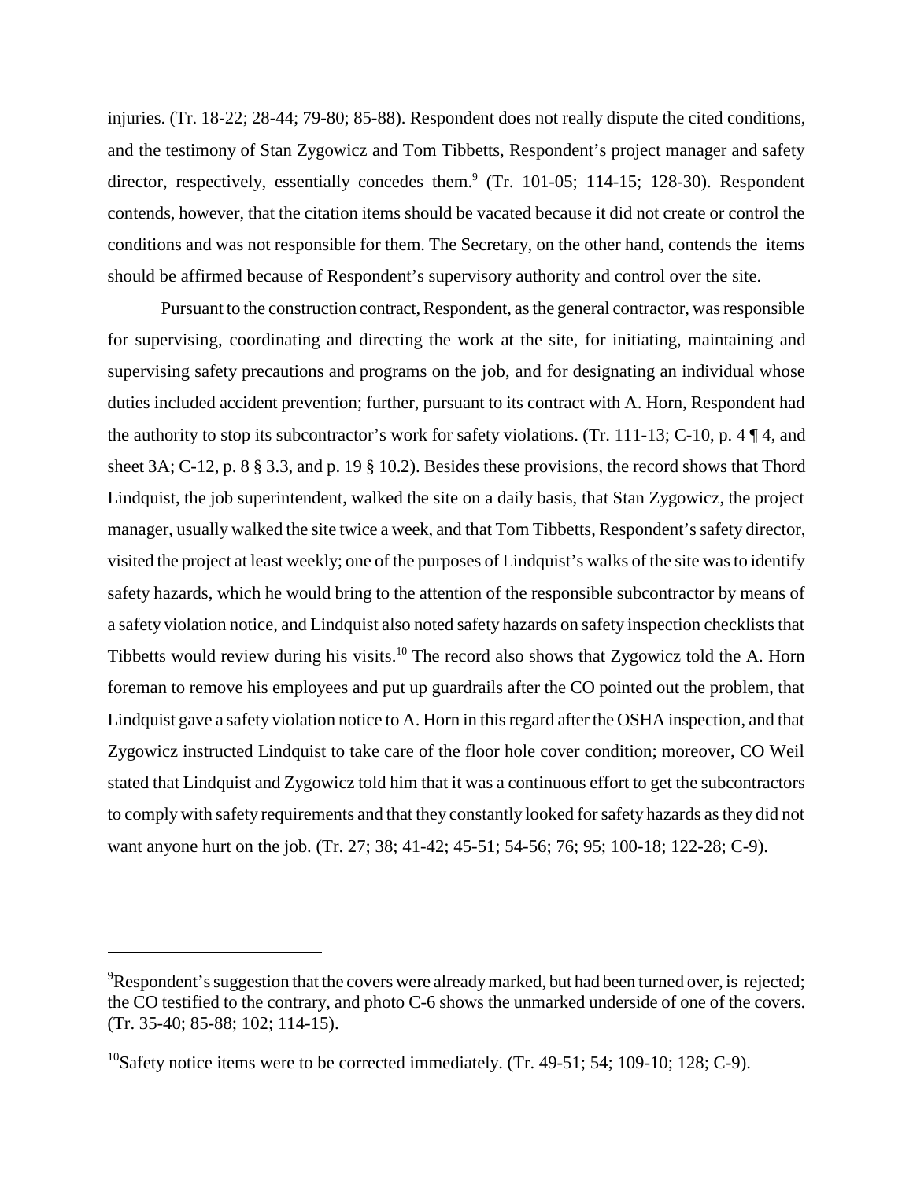injuries. (Tr. 18-22; 28-44; 79-80; 85-88). Respondent does not really dispute the cited conditions, and the testimony of Stan Zygowicz and Tom Tibbetts, Respondent's project manager and safety director, respectively, essentially concedes them.[9] (Tr. 101-05; 114-15; 128-30). Respondent contends, however, that the citation items should be vacated because it did not create or control the conditions and was not responsible for them. The Secretary, on the other hand, contends the items should be affirmed because of Respondent's supervisory authority and control over the site.

Pursuant to the construction contract, Respondent, as the general contractor, was responsible for supervising, coordinating and directing the work at the site, for initiating, maintaining and supervising safety precautions and programs on the job, and for designating an individual whose duties included accident prevention; further, pursuant to its contract with A. Horn, Respondent had the authority to stop its subcontractor's work for safety violations. (Tr. 111-13; C-10, p. 4 ¶ 4, and sheet 3A; C-12, p. 8 § 3.3, and p. 19 § 10.2). Besides these provisions, the record shows that Thord Lindquist, the job superintendent, walked the site on a daily basis, that Stan Zygowicz, the project manager, usually walked the site twice a week, and that Tom Tibbetts, Respondent's safety director, visited the project at least weekly; one of the purposes of Lindquist's walks of the site was to identify safety hazards, which he would bring to the attention of the responsible subcontractor by means of a safety violation notice, and Lindquist also noted safety hazards on safety inspection checklists that Tibbetts would review during his visits.[10] The record also shows that Zygowicz told the A. Horn foreman to remove his employees and put up guardrails after the CO pointed out the problem, that Lindquist gave a safety violation notice to A. Horn in this regard after the OSHA inspection, and that Zygowicz instructed Lindquist to take care of the floor hole cover condition; moreover, CO Weil stated that Lindquist and Zygowicz told him that it was a continuous effort to get the subcontractors to comply with safety requirements and that they constantly looked for safety hazards as they did not want anyone hurt on the job. (Tr. 27; 38; 41-42; 45-51; 54-56; 76; 95; 100-18; 122-28; C-9).

---

[9]Respondent's suggestion that the covers were already marked, but had been turned over, is rejected; the CO testified to the contrary, and photo C-6 shows the unmarked underside of one of the covers. (Tr. 35-40; 85-88; 102; 114-15).

[10]Safety notice items were to be corrected immediately. (Tr. 49-51; 54; 109-10; 128; C-9).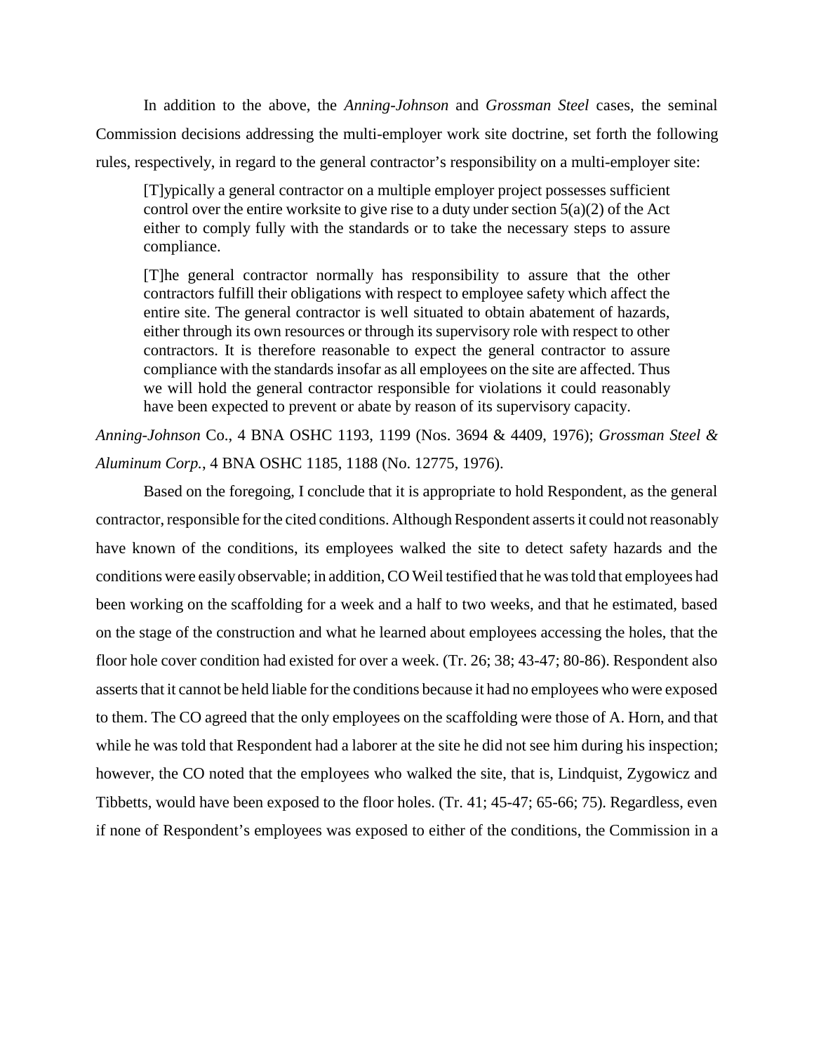In addition to the above, the *Anning-Johnson* and *Grossman Steel* cases, the seminal Commission decisions addressing the multi-employer work site doctrine, set forth the following rules, respectively, in regard to the general contractor's responsibility on a multi-employer site:

> [T]ypically a general contractor on a multiple employer project possesses sufficient control over the entire worksite to give rise to a duty under section 5(a)(2) of the Act either to comply fully with the standards or to take the necessary steps to assure compliance.
>
> [T]he general contractor normally has responsibility to assure that the other contractors fulfill their obligations with respect to employee safety which affect the entire site. The general contractor is well situated to obtain abatement of hazards, either through its own resources or through its supervisory role with respect to other contractors. It is therefore reasonable to expect the general contractor to assure compliance with the standards insofar as all employees on the site are affected. Thus we will hold the general contractor responsible for violations it could reasonably have been expected to prevent or abate by reason of its supervisory capacity.

*Anning-Johnson* Co., 4 BNA OSHC 1193, 1199 (Nos. 3694 & 4409, 1976); *Grossman Steel & Aluminum Corp.*, 4 BNA OSHC 1185, 1188 (No. 12775, 1976).

Based on the foregoing, I conclude that it is appropriate to hold Respondent, as the general contractor, responsible for the cited conditions. Although Respondent asserts it could not reasonably have known of the conditions, its employees walked the site to detect safety hazards and the conditions were easily observable; in addition, CO Weil testified that he was told that employees had been working on the scaffolding for a week and a half to two weeks, and that he estimated, based on the stage of the construction and what he learned about employees accessing the holes, that the floor hole cover condition had existed for over a week. (Tr. 26; 38; 43-47; 80-86). Respondent also asserts that it cannot be held liable for the conditions because it had no employees who were exposed to them. The CO agreed that the only employees on the scaffolding were those of A. Horn, and that while he was told that Respondent had a laborer at the site he did not see him during his inspection; however, the CO noted that the employees who walked the site, that is, Lindquist, Zygowicz and Tibbetts, would have been exposed to the floor holes. (Tr. 41; 45-47; 65-66; 75). Regardless, even if none of Respondent's employees was exposed to either of the conditions, the Commission in a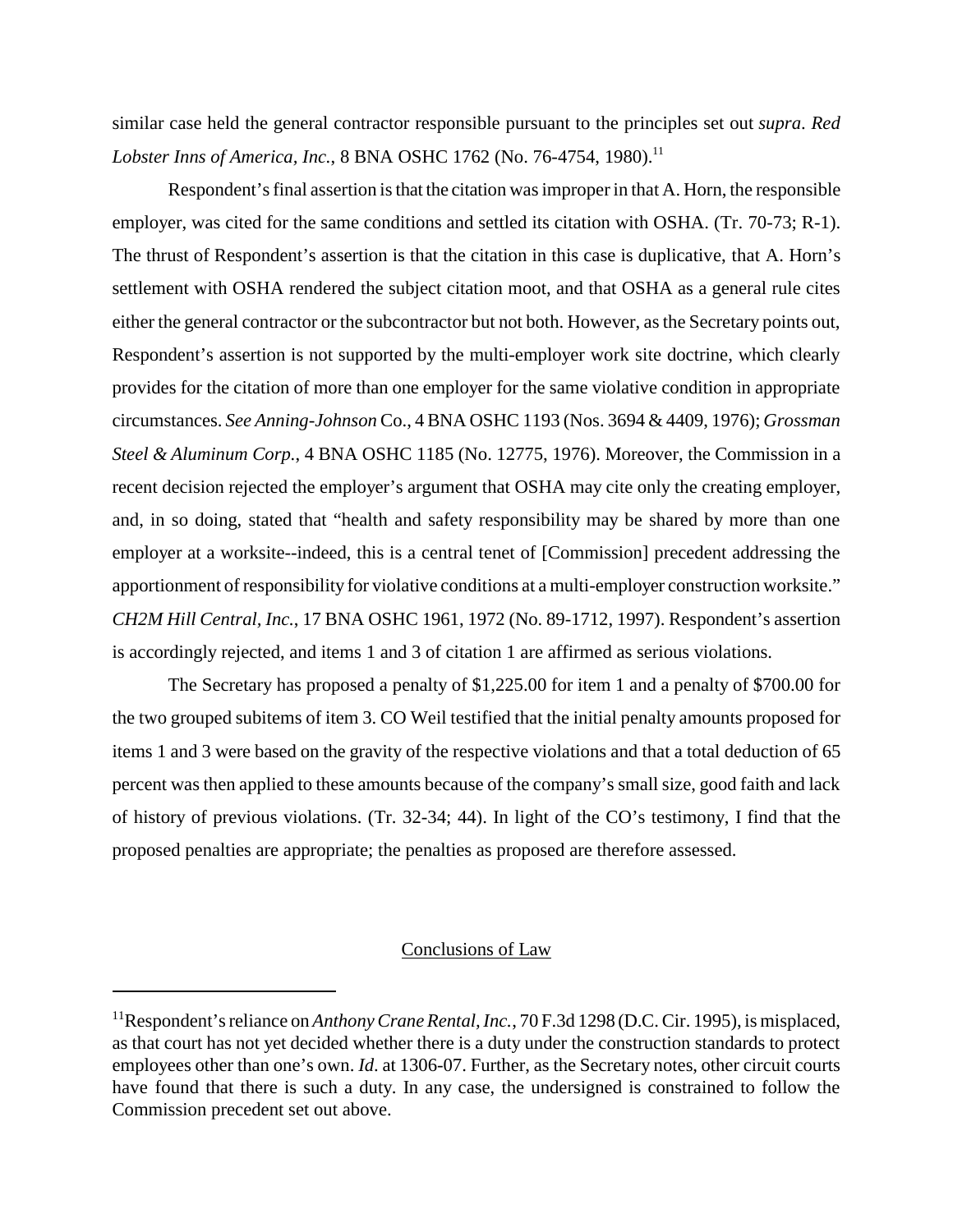similar case held the general contractor responsible pursuant to the principles set out *supra*. *Red Lobster Inns of America, Inc.*, 8 BNA OSHC 1762 (No. 76-4754, 1980).[11]

Respondent's final assertion is that the citation was improper in that A. Horn, the responsible employer, was cited for the same conditions and settled its citation with OSHA. (Tr. 70-73; R-1). The thrust of Respondent's assertion is that the citation in this case is duplicative, that A. Horn's settlement with OSHA rendered the subject citation moot, and that OSHA as a general rule cites either the general contractor or the subcontractor but not both. However, as the Secretary points out, Respondent's assertion is not supported by the multi-employer work site doctrine, which clearly provides for the citation of more than one employer for the same violative condition in appropriate circumstances. *See Anning-Johnson* Co., 4 BNA OSHC 1193 (Nos. 3694 & 4409, 1976); *Grossman Steel & Aluminum Corp.*, 4 BNA OSHC 1185 (No. 12775, 1976). Moreover, the Commission in a recent decision rejected the employer's argument that OSHA may cite only the creating employer, and, in so doing, stated that "health and safety responsibility may be shared by more than one employer at a worksite--indeed, this is a central tenet of [Commission] precedent addressing the apportionment of responsibility for violative conditions at a multi-employer construction worksite." *CH2M Hill Central, Inc.*, 17 BNA OSHC 1961, 1972 (No. 89-1712, 1997). Respondent's assertion is accordingly rejected, and items 1 and 3 of citation 1 are affirmed as serious violations.

The Secretary has proposed a penalty of $1,225.00 for item 1 and a penalty of $700.00 for the two grouped subitems of item 3. CO Weil testified that the initial penalty amounts proposed for items 1 and 3 were based on the gravity of the respective violations and that a total deduction of 65 percent was then applied to these amounts because of the company's small size, good faith and lack of history of previous violations. (Tr. 32-34; 44). In light of the CO's testimony, I find that the proposed penalties are appropriate; the penalties as proposed are therefore assessed.

## Conclusions of Law

---

[11]Respondent's reliance on *Anthony Crane Rental, Inc.*, 70 F.3d 1298 (D.C. Cir. 1995), is misplaced, as that court has not yet decided whether there is a duty under the construction standards to protect employees other than one's own. *Id*. at 1306-07. Further, as the Secretary notes, other circuit courts have found that there is such a duty. In any case, the undersigned is constrained to follow the Commission precedent set out above.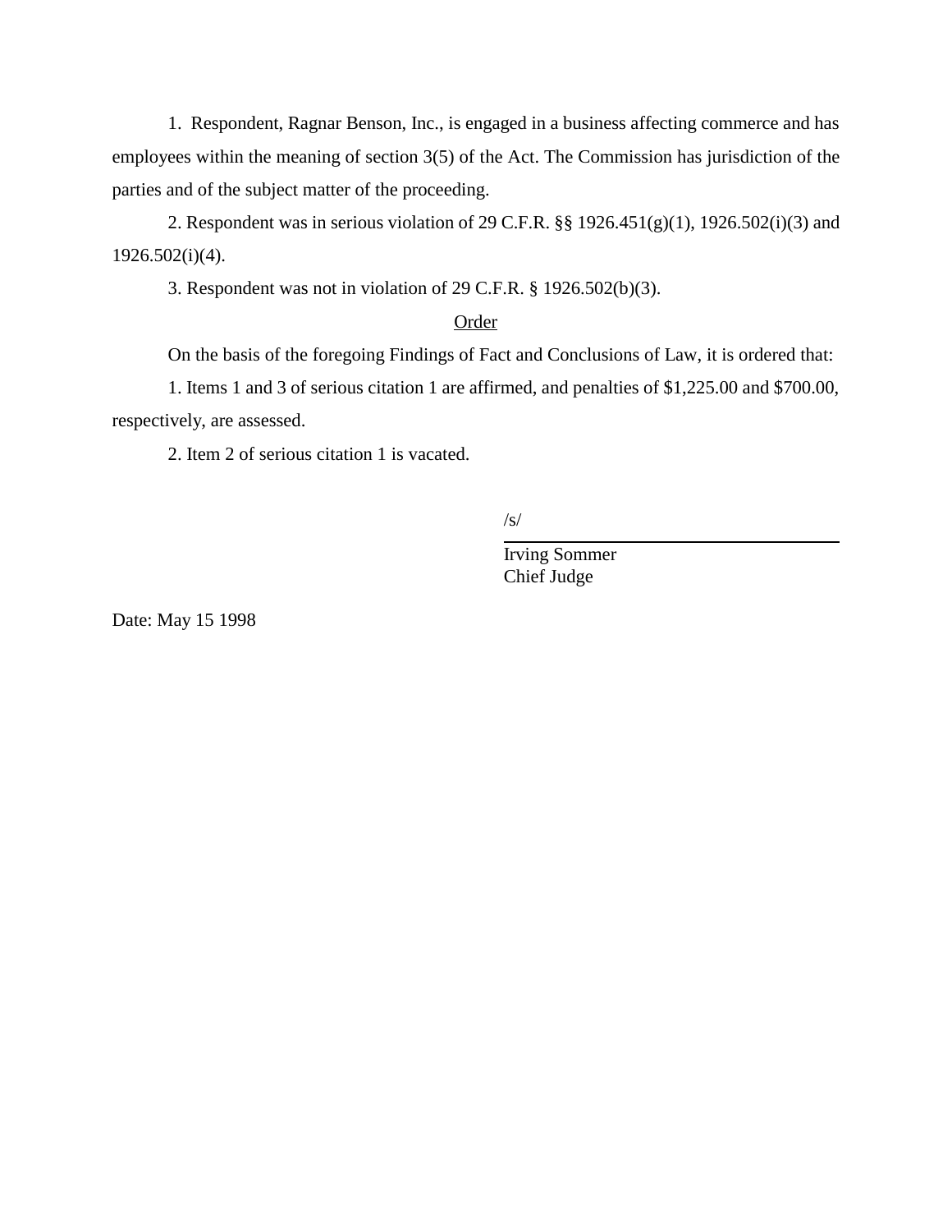1. Respondent, Ragnar Benson, Inc., is engaged in a business affecting commerce and has employees within the meaning of section 3(5) of the Act. The Commission has jurisdiction of the parties and of the subject matter of the proceeding.

2. Respondent was in serious violation of 29 C.F.R. §§ 1926.451(g)(1), 1926.502(i)(3) and 1926.502(i)(4).

3. Respondent was not in violation of 29 C.F.R. § 1926.502(b)(3).

<u>Order</u>

On the basis of the foregoing Findings of Fact and Conclusions of Law, it is ordered that:

1. Items 1 and 3 of serious citation 1 are affirmed, and penalties of $1,225.00 and $700.00, respectively, are assessed.

2. Item 2 of serious citation 1 is vacated.

/s/

Irving Sommer
Chief Judge

Date: May 15 1998